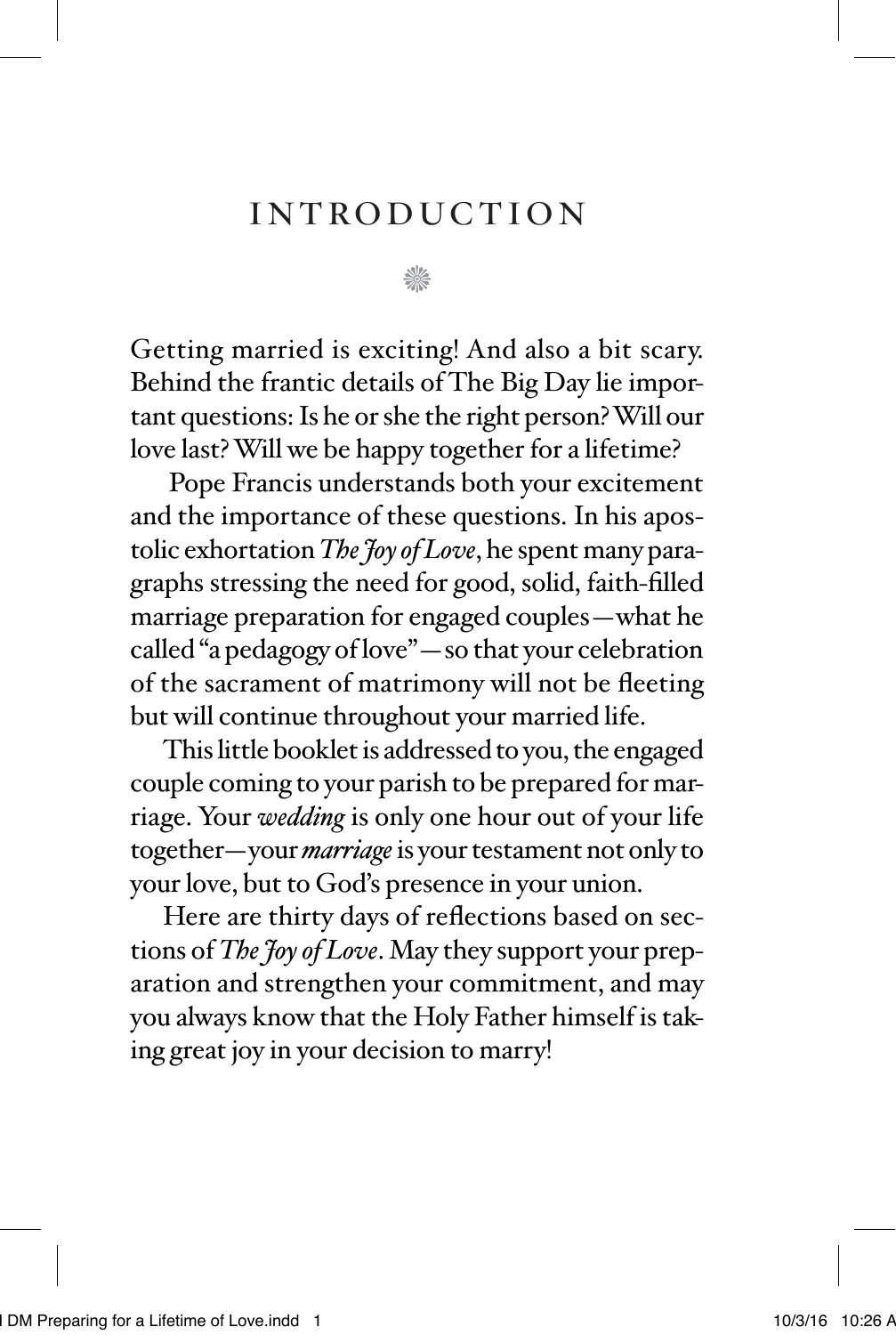# INTRODUCTION

Getting married is exciting! And also a bit scary. Behind the frantic details of The Big Day lie important questions: Is he or she the right person? Will our love last? Will we be happy together for a lifetime?

Pope Francis understands both your excitement and the importance of these questions. In his apostolic exhortation *The Joy of Love*, he spent many paragraphs stressing the need for good, solid, faith-filled marriage preparation for engaged couples—what he called "a pedagogy of love"—so that your celebration of the sacrament of matrimony will not be fleeting but will continue throughout your married life.

This little booklet is addressed to you, the engaged couple coming to your parish to be prepared for marriage. Your *wedding* is only one hour out of your life together—your *marriage* is your testament not only to your love, but to God's presence in your union.

Here are thirty days of reflections based on sections of *The Joy of Love*. May they support your preparation and strengthen your commitment, and may you always know that the Holy Father himself is taking great joy in your decision to marry!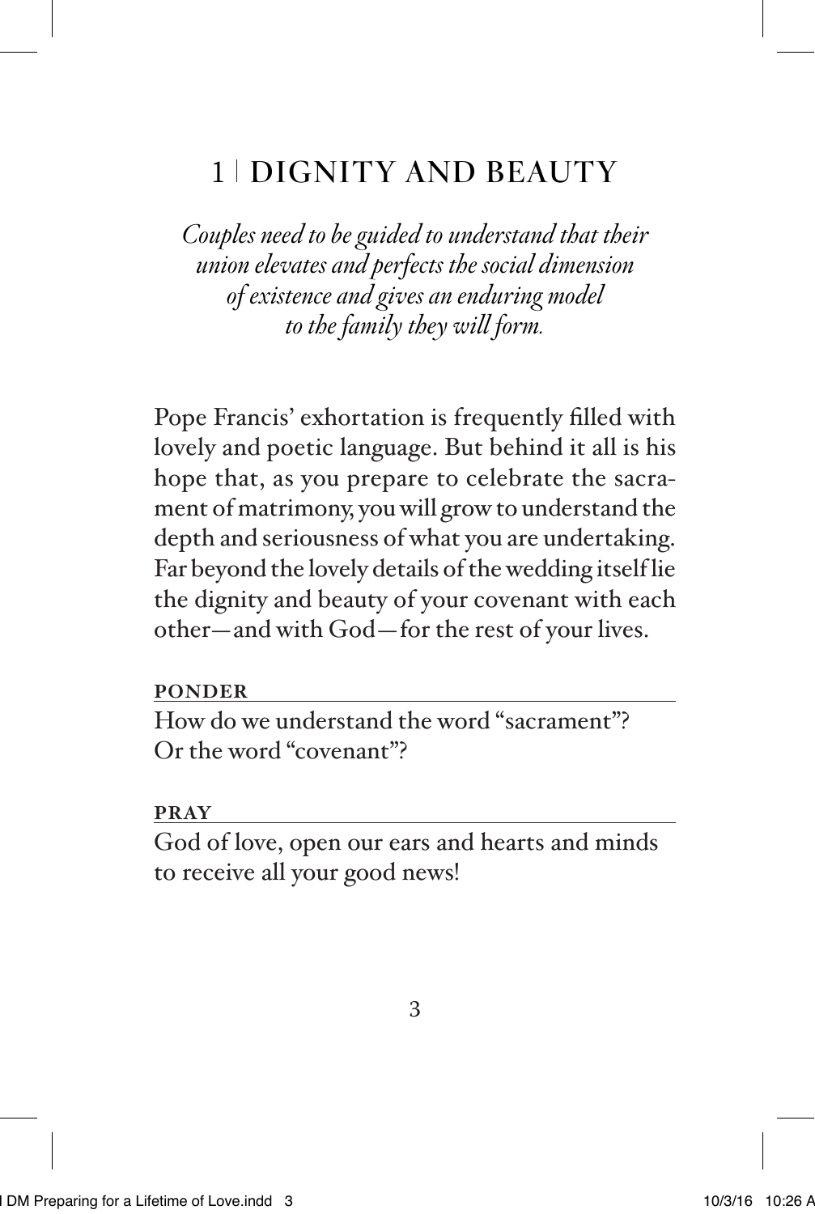# 1 | DIGNITY AND BEAUTY

*Couples need to be guided to understand that their union elevates and perfects the social dimension of existence and gives an enduring model to the family they will form.*

Pope Francis' exhortation is frequently filled with lovely and poetic language. But behind it all is his hope that, as you prepare to celebrate the sacrament of matrimony, you will grow to understand the depth and seriousness of what you are undertaking. Far beyond the lovely details of the wedding itself lie the dignity and beauty of your covenant with each other—and with God—for the rest of your lives.

**PONDER**

How do we understand the word "sacrament"? Or the word "covenant"?

**PRAY**

God of love, open our ears and hearts and minds to receive all your good news!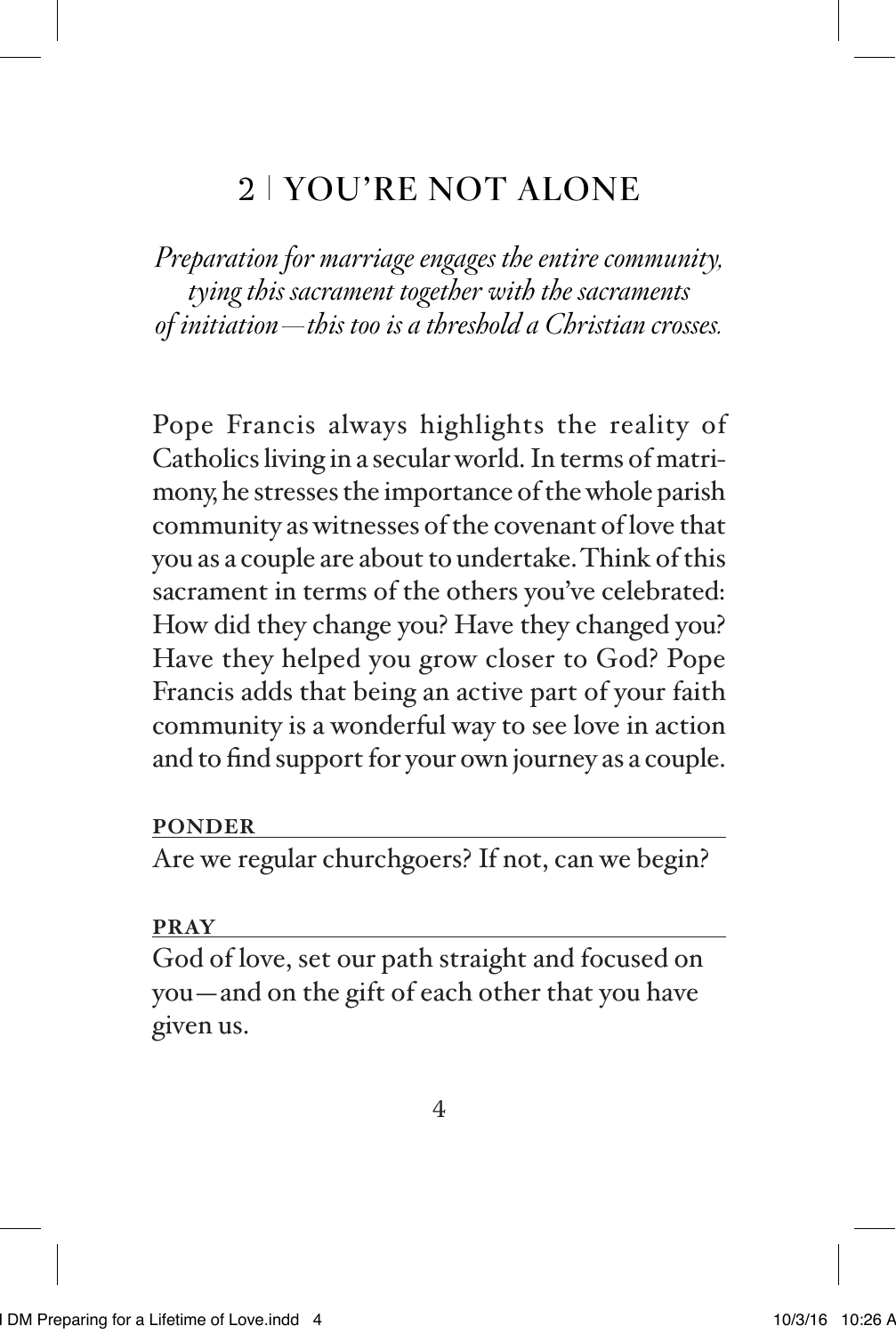## 2 | YOU'RE NOT ALONE

*Preparation for marriage engages the entire community, tying this sacrament together with the sacraments of initiation—this too is a threshold a Christian crosses.*

Pope Francis always highlights the reality of Catholics living in a secular world. In terms of matrimony, he stresses the importance of the whole parish community as witnesses of the covenant of love that you as a couple are about to undertake. Think of this sacrament in terms of the others you've celebrated: How did they change you? Have they changed you? Have they helped you grow closer to God? Pope Francis adds that being an active part of your faith community is a wonderful way to see love in action and to find support for your own journey as a couple.

**PONDER**

Are we regular churchgoers? If not, can we begin?

**PRAY**

God of love, set our path straight and focused on you—and on the gift of each other that you have given us.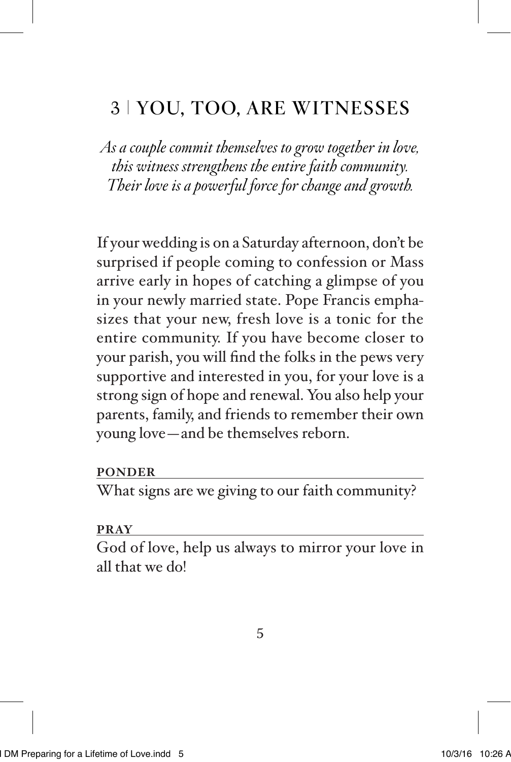## 3 | YOU, TOO, ARE WITNESSES

*As a couple commit themselves to grow together in love, this witness strengthens the entire faith community. Their love is a powerful force for change and growth.*

If your wedding is on a Saturday afternoon, don't be surprised if people coming to confession or Mass arrive early in hopes of catching a glimpse of you in your newly married state. Pope Francis emphasizes that your new, fresh love is a tonic for the entire community. If you have become closer to your parish, you will find the folks in the pews very supportive and interested in you, for your love is a strong sign of hope and renewal. You also help your parents, family, and friends to remember their own young love—and be themselves reborn.

**PONDER**

What signs are we giving to our faith community?

**PRAY**

God of love, help us always to mirror your love in all that we do!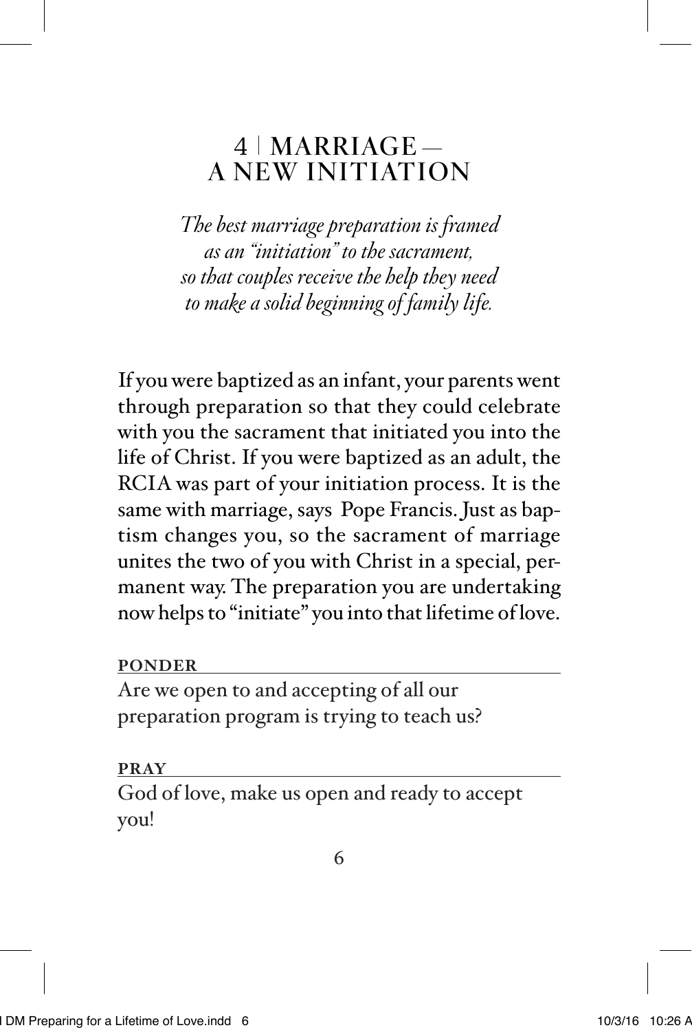# 4 | MARRIAGE— A NEW INITIATION

*The best marriage preparation is framed as an "initiation" to the sacrament, so that couples receive the help they need to make a solid beginning of family life.*

If you were baptized as an infant, your parents went through preparation so that they could celebrate with you the sacrament that initiated you into the life of Christ. If you were baptized as an adult, the RCIA was part of your initiation process. It is the same with marriage, says Pope Francis. Just as baptism changes you, so the sacrament of marriage unites the two of you with Christ in a special, permanent way. The preparation you are undertaking now helps to "initiate" you into that lifetime of love.

**PONDER**

Are we open to and accepting of all our preparation program is trying to teach us?

**PRAY**

God of love, make us open and ready to accept you!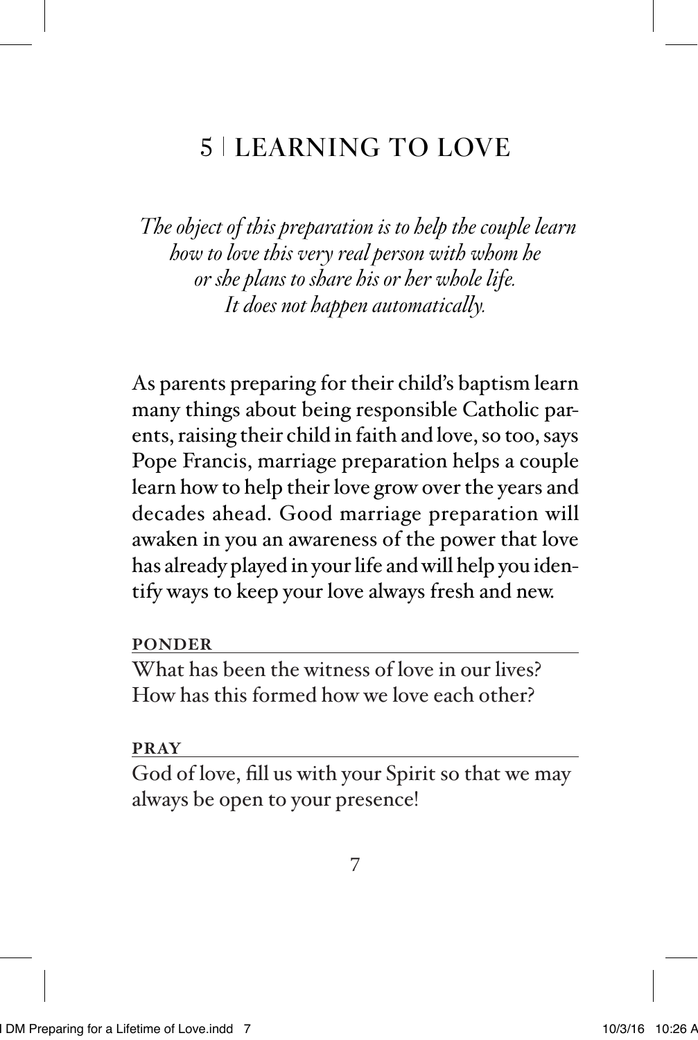# 5 | LEARNING TO LOVE

*The object of this preparation is to help the couple learn how to love this very real person with whom he or she plans to share his or her whole life. It does not happen automatically.*

As parents preparing for their child's baptism learn many things about being responsible Catholic parents, raising their child in faith and love, so too, says Pope Francis, marriage preparation helps a couple learn how to help their love grow over the years and decades ahead. Good marriage preparation will awaken in you an awareness of the power that love has already played in your life and will help you identify ways to keep your love always fresh and new.

**PONDER**

What has been the witness of love in our lives? How has this formed how we love each other?

**PRAY**

God of love, fill us with your Spirit so that we may always be open to your presence!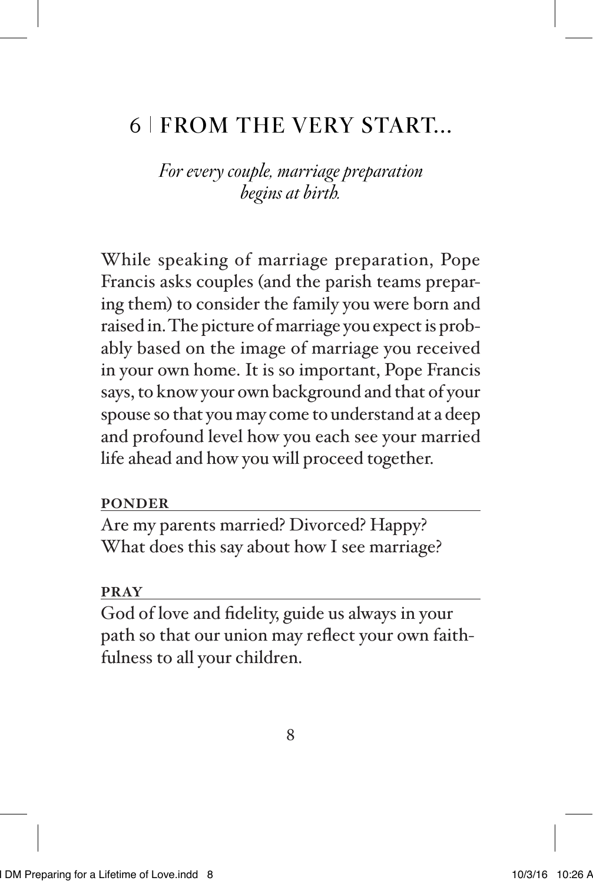# 6 | FROM THE VERY START...

*For every couple, marriage preparation begins at birth.*

While speaking of marriage preparation, Pope Francis asks couples (and the parish teams preparing them) to consider the family you were born and raised in. The picture of marriage you expect is probably based on the image of marriage you received in your own home. It is so important, Pope Francis says, to know your own background and that of your spouse so that you may come to understand at a deep and profound level how you each see your married life ahead and how you will proceed together.

**PONDER**

Are my parents married? Divorced? Happy? What does this say about how I see marriage?

**PRAY**

God of love and fidelity, guide us always in your path so that our union may reflect your own faithfulness to all your children.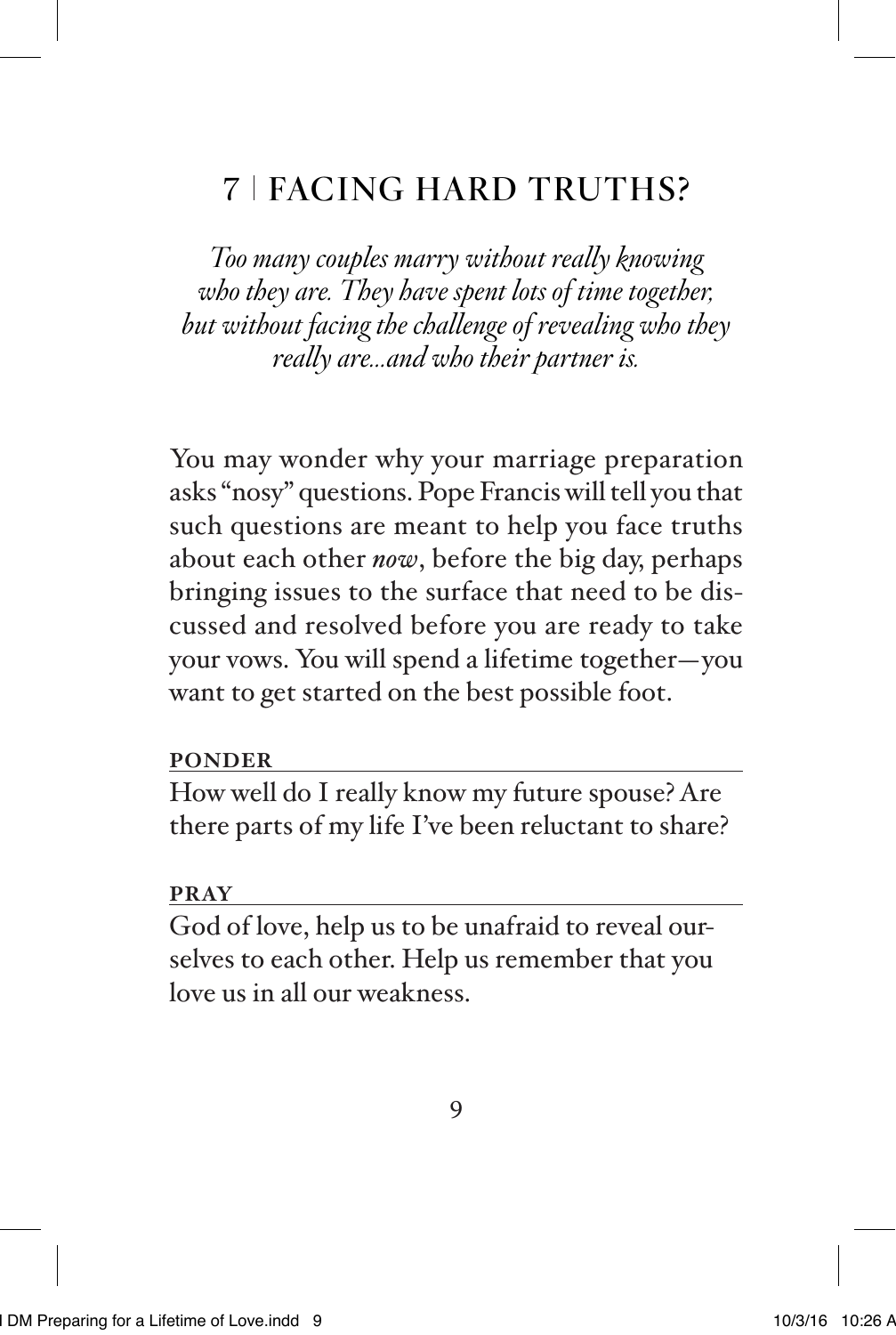# 7 | FACING HARD TRUTHS?

*Too many couples marry without really knowing who they are. They have spent lots of time together, but without facing the challenge of revealing who they really are...and who their partner is.*

You may wonder why your marriage preparation asks "nosy" questions. Pope Francis will tell you that such questions are meant to help you face truths about each other ***now***, before the big day, perhaps bringing issues to the surface that need to be discussed and resolved before you are ready to take your vows. You will spend a lifetime together—you want to get started on the best possible foot.

**PONDER**

How well do I really know my future spouse? Are there parts of my life I've been reluctant to share?

**PRAY**

God of love, help us to be unafraid to reveal ourselves to each other. Help us remember that you love us in all our weakness.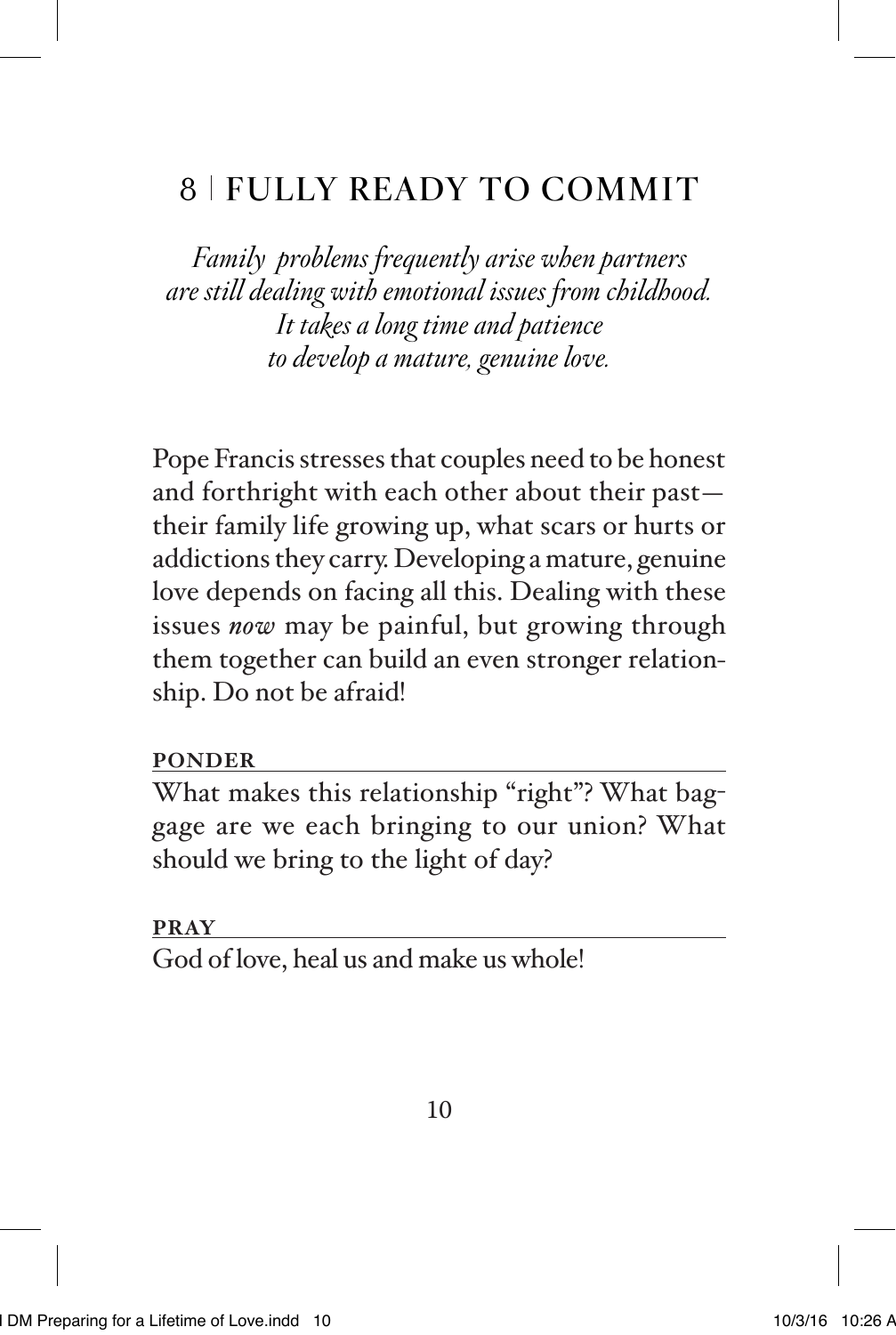## 8 | FULLY READY TO COMMIT

*Family problems frequently arise when partners are still dealing with emotional issues from childhood. It takes a long time and patience to develop a mature, genuine love.*

Pope Francis stresses that couples need to be honest and forthright with each other about their past—their family life growing up, what scars or hurts or addictions they carry. Developing a mature, genuine love depends on facing all this. Dealing with these issues *now* may be painful, but growing through them together can build an even stronger relationship. Do not be afraid!

**PONDER**

What makes this relationship "right"? What baggage are we each bringing to our union? What should we bring to the light of day?

**PRAY**

God of love, heal us and make us whole!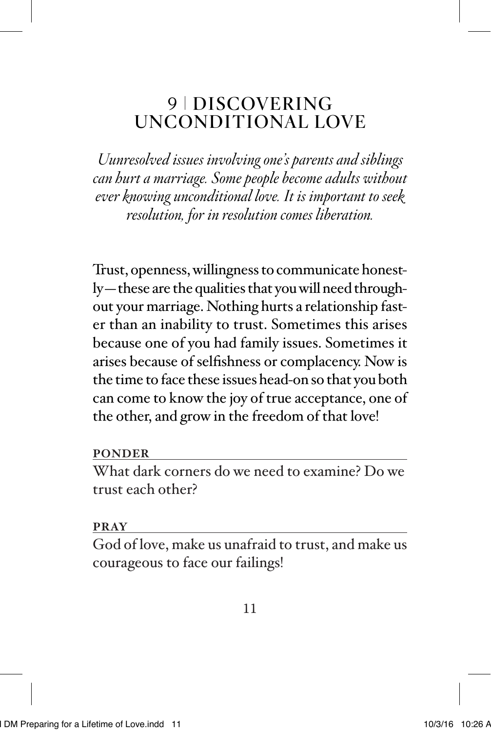# 9 | DISCOVERING UNCONDITIONAL LOVE

*Uunresolved issues involving one's parents and siblings can hurt a marriage. Some people become adults without ever knowing unconditional love. It is important to seek resolution, for in resolution comes liberation.*

Trust, openness, willingness to communicate honestly—these are the qualities that you will need throughout your marriage. Nothing hurts a relationship faster than an inability to trust. Sometimes this arises because one of you had family issues. Sometimes it arises because of selfishness or complacency. Now is the time to face these issues head-on so that you both can come to know the joy of true acceptance, one of the other, and grow in the freedom of that love!

**PONDER**

What dark corners do we need to examine? Do we trust each other?

**PRAY**

God of love, make us unafraid to trust, and make us courageous to face our failings!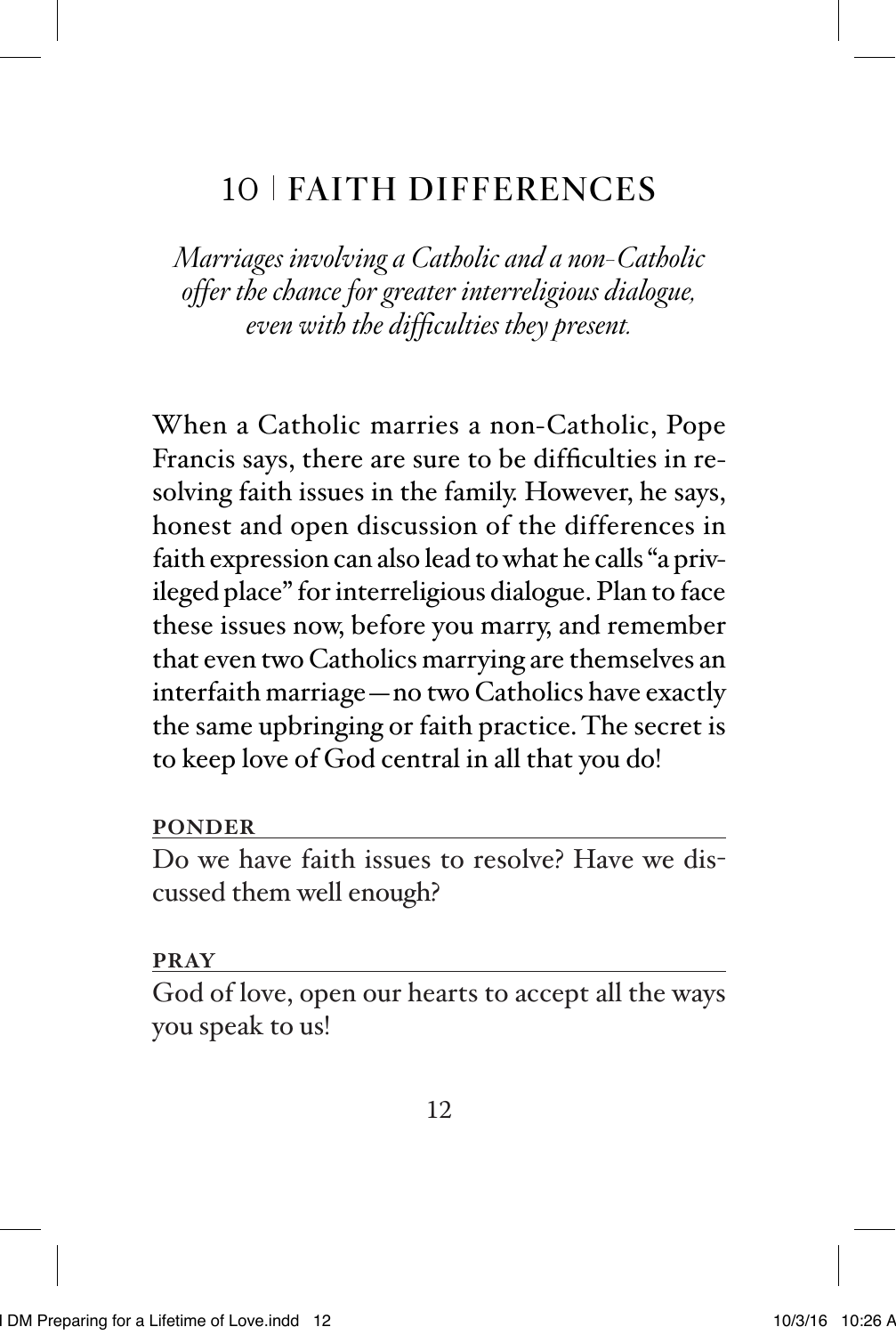# 10 | FAITH DIFFERENCES

*Marriages involving a Catholic and a non-Catholic offer the chance for greater interreligious dialogue, even with the difficulties they present.*

When a Catholic marries a non-Catholic, Pope Francis says, there are sure to be difficulties in resolving faith issues in the family. However, he says, honest and open discussion of the differences in faith expression can also lead to what he calls "a privileged place" for interreligious dialogue. Plan to face these issues now, before you marry, and remember that even two Catholics marrying are themselves an interfaith marriage—no two Catholics have exactly the same upbringing or faith practice. The secret is to keep love of God central in all that you do!

**PONDER**

Do we have faith issues to resolve? Have we discussed them well enough?

**PRAY**

God of love, open our hearts to accept all the ways you speak to us!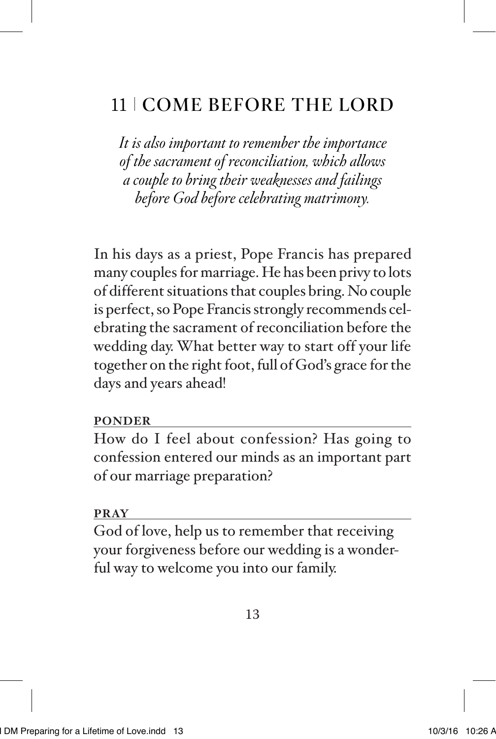# 11 | COME BEFORE THE LORD

*It is also important to remember the importance of the sacrament of reconciliation, which allows a couple to bring their weaknesses and failings before God before celebrating matrimony.*

In his days as a priest, Pope Francis has prepared many couples for marriage. He has been privy to lots of different situations that couples bring. No couple is perfect, so Pope Francis strongly recommends celebrating the sacrament of reconciliation before the wedding day. What better way to start off your life together on the right foot, full of God's grace for the days and years ahead!

**PONDER**

How do I feel about confession? Has going to confession entered our minds as an important part of our marriage preparation?

**PRAY**

God of love, help us to remember that receiving your forgiveness before our wedding is a wonderful way to welcome you into our family.